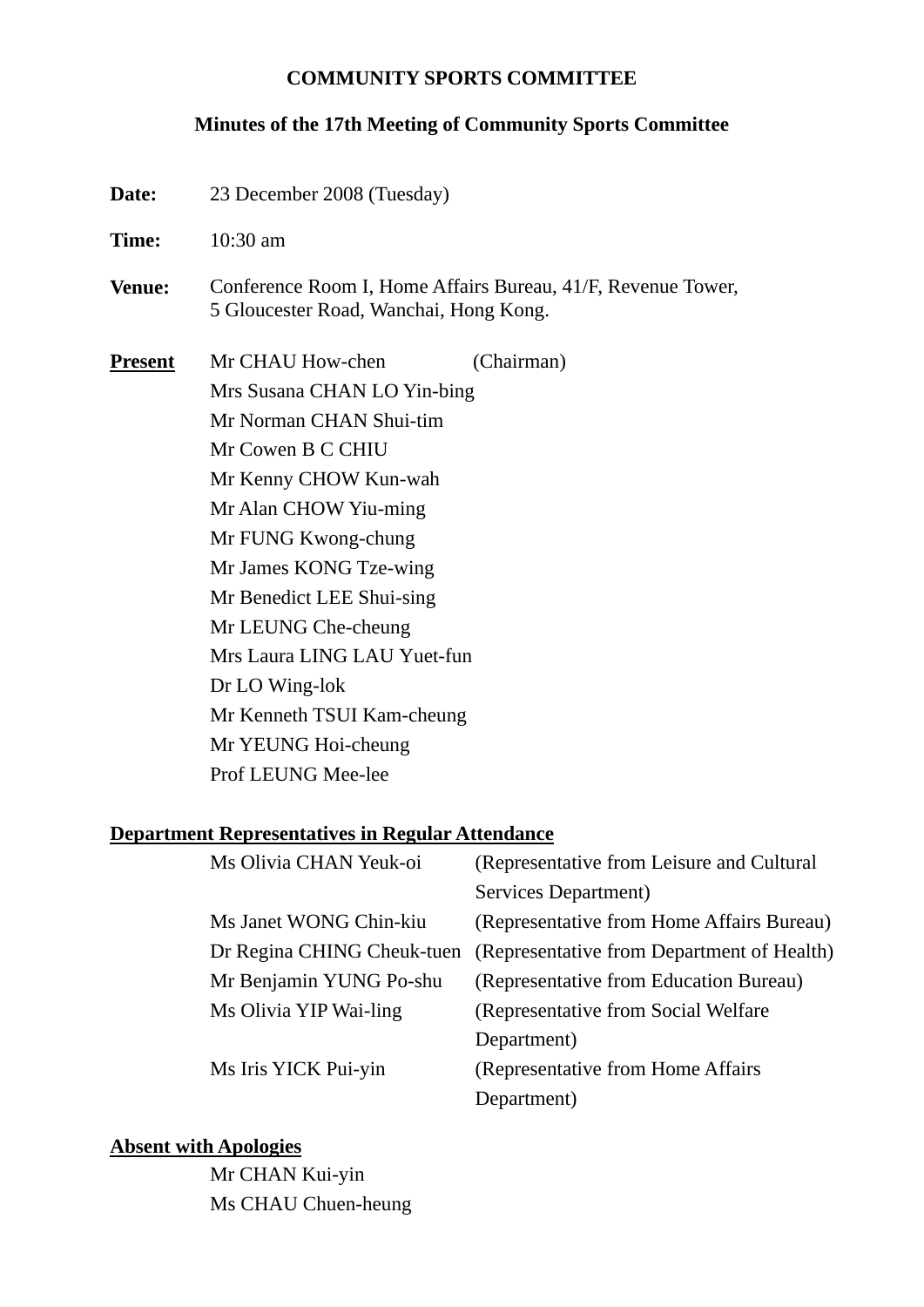# COMMUNITY SPORTS COMMITTEE

## Minutes of the 17th Meeting of Community Sports Committee

**Date:** 23 December 2008 (Tuesday)

**Time:** 10:30 am

**Venue:** Conference Room I, Home Affairs Bureau, 41/F, Revenue Tower, 5 Gloucester Road, Wanchai, Hong Kong.

**Present**

Mr CHAU How-chen (Chairman)
Mrs Susana CHAN LO Yin-bing
Mr Norman CHAN Shui-tim
Mr Cowen B C CHIU
Mr Kenny CHOW Kun-wah
Mr Alan CHOW Yiu-ming
Mr FUNG Kwong-chung
Mr James KONG Tze-wing
Mr Benedict LEE Shui-sing
Mr LEUNG Che-cheung
Mrs Laura LING LAU Yuet-fun
Dr LO Wing-lok
Mr Kenneth TSUI Kam-cheung
Mr YEUNG Hoi-cheung
Prof LEUNG Mee-lee

**Department Representatives in Regular Attendance**

| | |
|---|---|
| Ms Olivia CHAN Yeuk-oi | (Representative from Leisure and Cultural Services Department) |
| Ms Janet WONG Chin-kiu | (Representative from Home Affairs Bureau) |
| Dr Regina CHING Cheuk-tuen | (Representative from Department of Health) |
| Mr Benjamin YUNG Po-shu | (Representative from Education Bureau) |
| Ms Olivia YIP Wai-ling | (Representative from Social Welfare Department) |
| Ms Iris YICK Pui-yin | (Representative from Home Affairs Department) |

**Absent with Apologies**

Mr CHAN Kui-yin
Ms CHAU Chuen-heung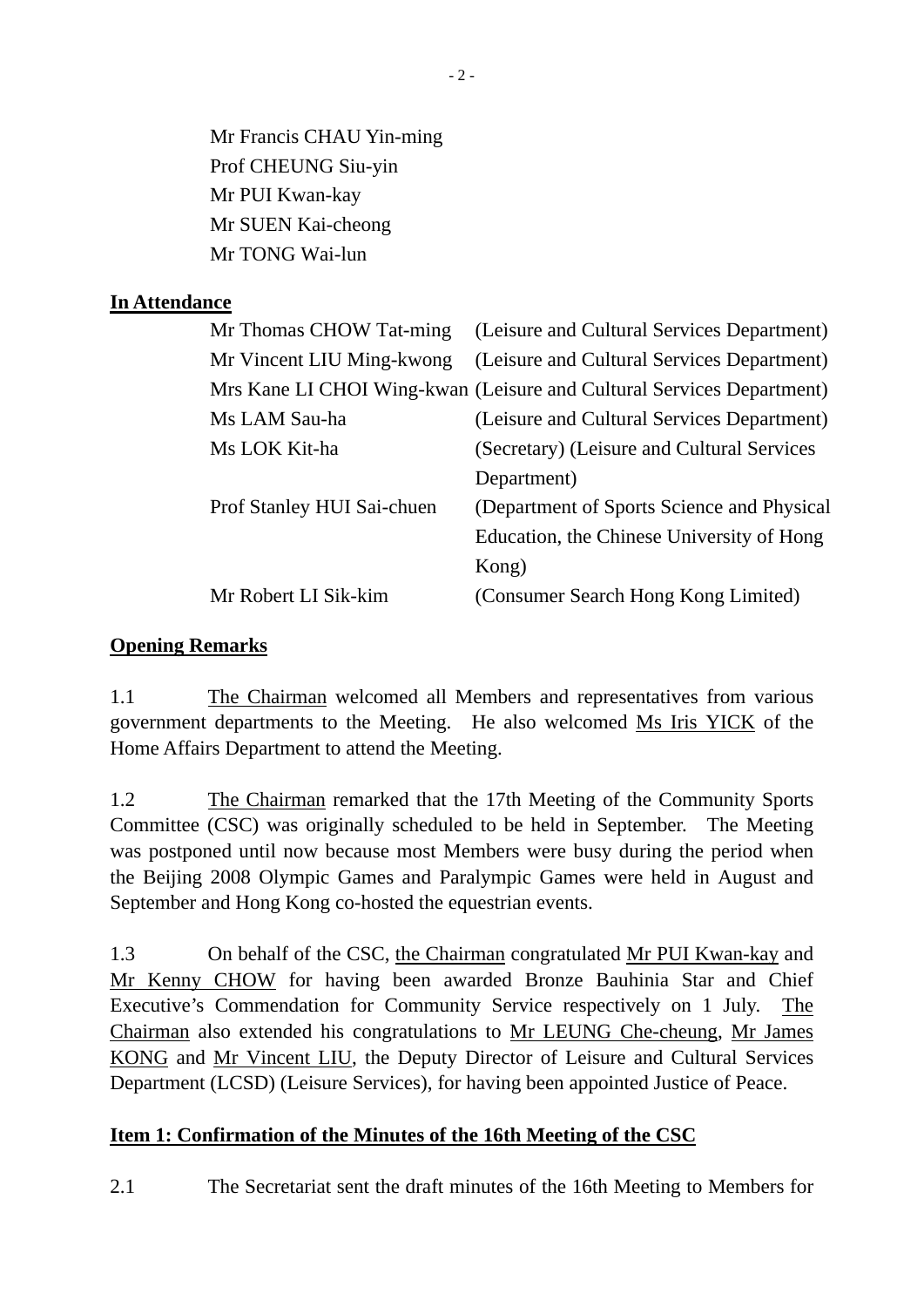Mr Francis CHAU Yin-ming
Prof CHEUNG Siu-yin
Mr PUI Kwan-kay
Mr SUEN Kai-cheong
Mr TONG Wai-lun

**In Attendance**

| | |
|---|---|
| Mr Thomas CHOW Tat-ming | (Leisure and Cultural Services Department) |
| Mr Vincent LIU Ming-kwong | (Leisure and Cultural Services Department) |
| Mrs Kane LI CHOI Wing-kwan | (Leisure and Cultural Services Department) |
| Ms LAM Sau-ha | (Leisure and Cultural Services Department) |
| Ms LOK Kit-ha | (Secretary) (Leisure and Cultural Services Department) |
| Prof Stanley HUI Sai-chuen | (Department of Sports Science and Physical Education, the Chinese University of Hong Kong) |
| Mr Robert LI Sik-kim | (Consumer Search Hong Kong Limited) |

**Opening Remarks**

1.1 The Chairman welcomed all Members and representatives from various government departments to the Meeting. He also welcomed Ms Iris YICK of the Home Affairs Department to attend the Meeting.

1.2 The Chairman remarked that the 17th Meeting of the Community Sports Committee (CSC) was originally scheduled to be held in September. The Meeting was postponed until now because most Members were busy during the period when the Beijing 2008 Olympic Games and Paralympic Games were held in August and September and Hong Kong co-hosted the equestrian events.

1.3 On behalf of the CSC, the Chairman congratulated Mr PUI Kwan-kay and Mr Kenny CHOW for having been awarded Bronze Bauhinia Star and Chief Executive's Commendation for Community Service respectively on 1 July. The Chairman also extended his congratulations to Mr LEUNG Che-cheung, Mr James KONG and Mr Vincent LIU, the Deputy Director of Leisure and Cultural Services Department (LCSD) (Leisure Services), for having been appointed Justice of Peace.

**Item 1: Confirmation of the Minutes of the 16th Meeting of the CSC**

2.1 The Secretariat sent the draft minutes of the 16th Meeting to Members for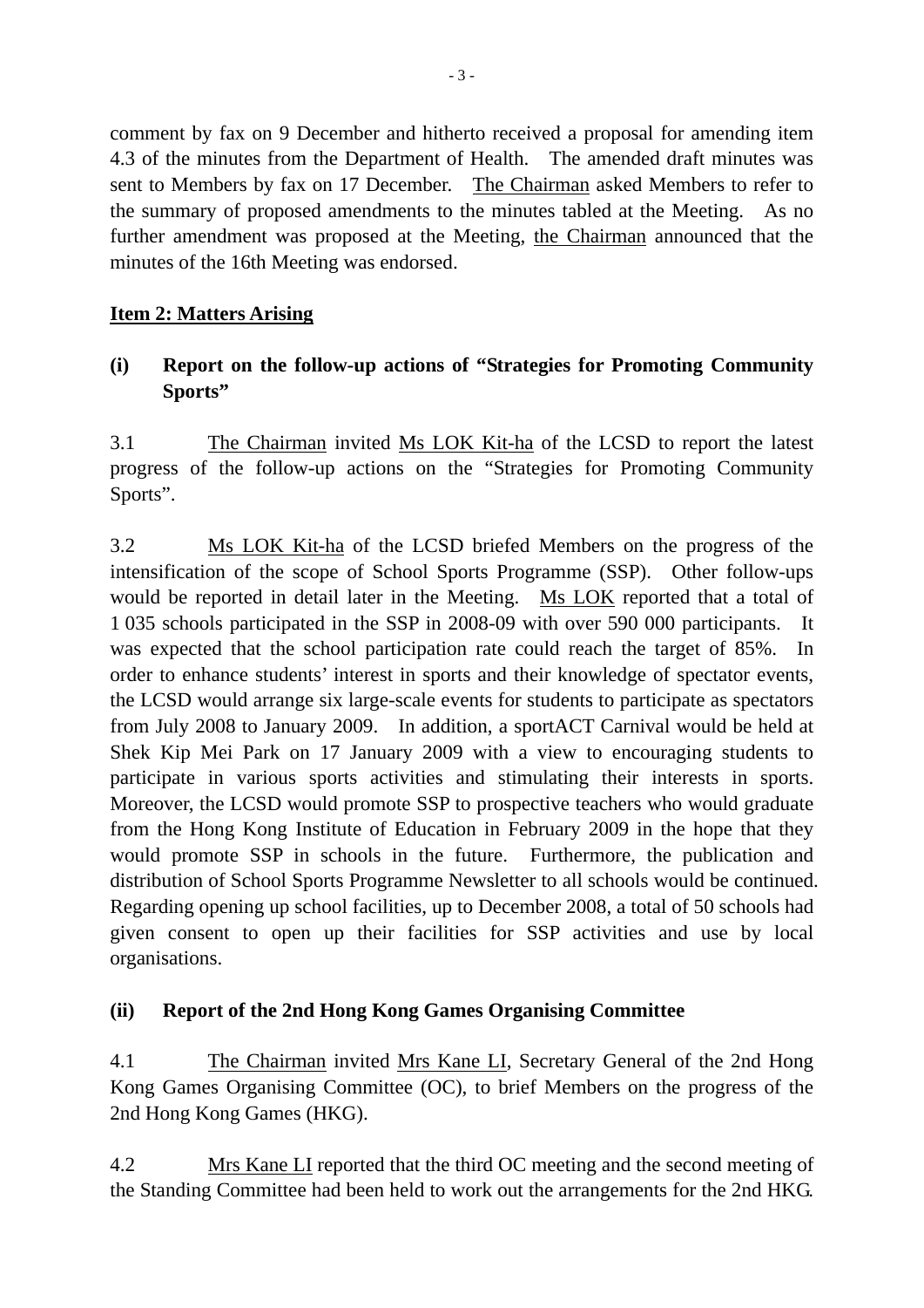comment by fax on 9 December and hitherto received a proposal for amending item 4.3 of the minutes from the Department of Health. The amended draft minutes was sent to Members by fax on 17 December. The Chairman asked Members to refer to the summary of proposed amendments to the minutes tabled at the Meeting. As no further amendment was proposed at the Meeting, the Chairman announced that the minutes of the 16th Meeting was endorsed.

**Item 2: Matters Arising**

**(i) Report on the follow-up actions of "Strategies for Promoting Community Sports"**

3.1 The Chairman invited Ms LOK Kit-ha of the LCSD to report the latest progress of the follow-up actions on the "Strategies for Promoting Community Sports".

3.2 Ms LOK Kit-ha of the LCSD briefed Members on the progress of the intensification of the scope of School Sports Programme (SSP). Other follow-ups would be reported in detail later in the Meeting. Ms LOK reported that a total of 1 035 schools participated in the SSP in 2008-09 with over 590 000 participants. It was expected that the school participation rate could reach the target of 85%. In order to enhance students' interest in sports and their knowledge of spectator events, the LCSD would arrange six large-scale events for students to participate as spectators from July 2008 to January 2009. In addition, a sportACT Carnival would be held at Shek Kip Mei Park on 17 January 2009 with a view to encouraging students to participate in various sports activities and stimulating their interests in sports. Moreover, the LCSD would promote SSP to prospective teachers who would graduate from the Hong Kong Institute of Education in February 2009 in the hope that they would promote SSP in schools in the future. Furthermore, the publication and distribution of School Sports Programme Newsletter to all schools would be continued. Regarding opening up school facilities, up to December 2008, a total of 50 schools had given consent to open up their facilities for SSP activities and use by local organisations.

**(ii) Report of the 2nd Hong Kong Games Organising Committee**

4.1 The Chairman invited Mrs Kane LI, Secretary General of the 2nd Hong Kong Games Organising Committee (OC), to brief Members on the progress of the 2nd Hong Kong Games (HKG).

4.2 Mrs Kane LI reported that the third OC meeting and the second meeting of the Standing Committee had been held to work out the arrangements for the 2nd HKG.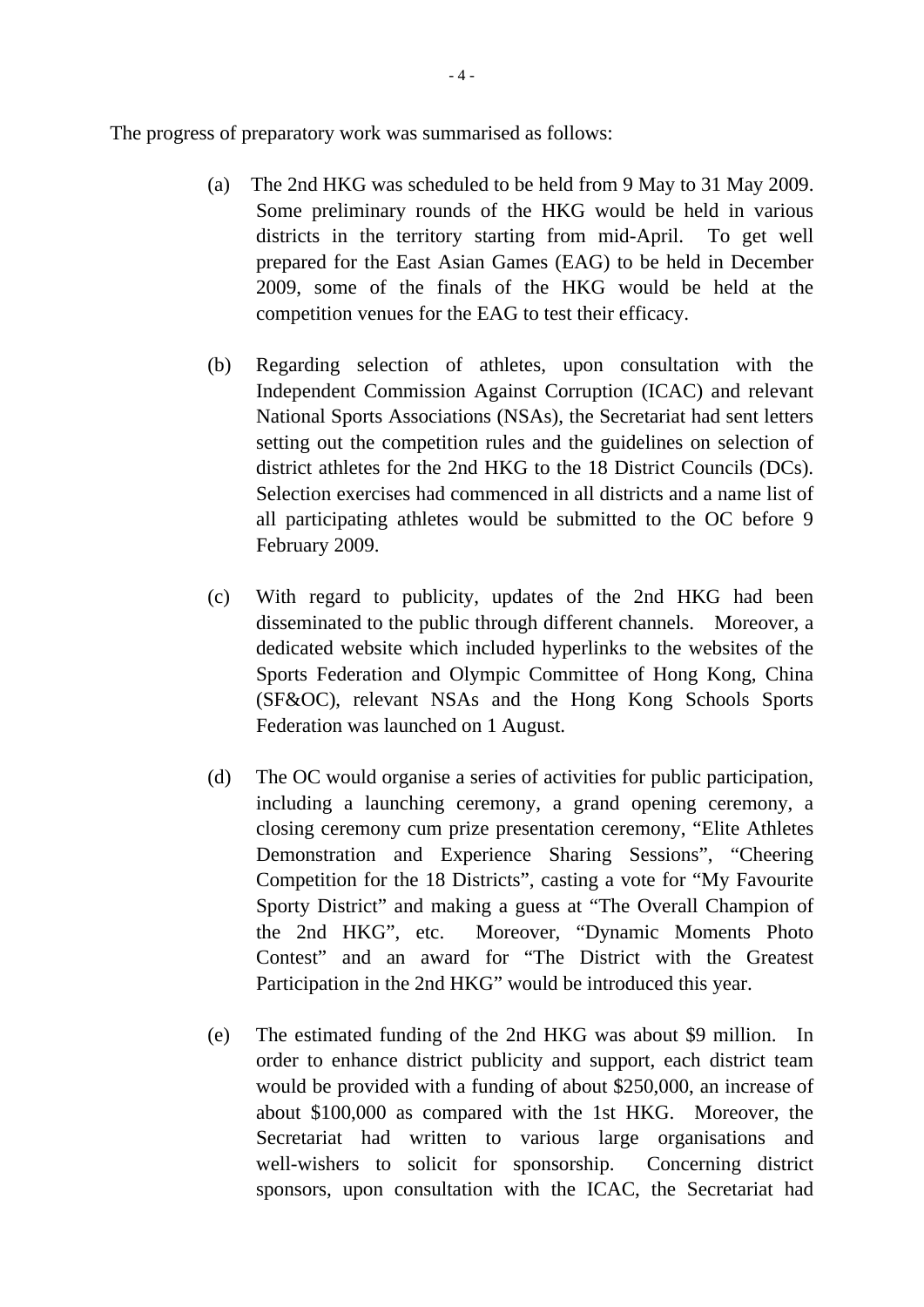The progress of preparatory work was summarised as follows:

(a) The 2nd HKG was scheduled to be held from 9 May to 31 May 2009. Some preliminary rounds of the HKG would be held in various districts in the territory starting from mid-April. To get well prepared for the East Asian Games (EAG) to be held in December 2009, some of the finals of the HKG would be held at the competition venues for the EAG to test their efficacy.

(b) Regarding selection of athletes, upon consultation with the Independent Commission Against Corruption (ICAC) and relevant National Sports Associations (NSAs), the Secretariat had sent letters setting out the competition rules and the guidelines on selection of district athletes for the 2nd HKG to the 18 District Councils (DCs). Selection exercises had commenced in all districts and a name list of all participating athletes would be submitted to the OC before 9 February 2009.

(c) With regard to publicity, updates of the 2nd HKG had been disseminated to the public through different channels. Moreover, a dedicated website which included hyperlinks to the websites of the Sports Federation and Olympic Committee of Hong Kong, China (SF&OC), relevant NSAs and the Hong Kong Schools Sports Federation was launched on 1 August.

(d) The OC would organise a series of activities for public participation, including a launching ceremony, a grand opening ceremony, a closing ceremony cum prize presentation ceremony, "Elite Athletes Demonstration and Experience Sharing Sessions", "Cheering Competition for the 18 Districts", casting a vote for "My Favourite Sporty District" and making a guess at "The Overall Champion of the 2nd HKG", etc. Moreover, "Dynamic Moments Photo Contest" and an award for "The District with the Greatest Participation in the 2nd HKG" would be introduced this year.

(e) The estimated funding of the 2nd HKG was about $9 million. In order to enhance district publicity and support, each district team would be provided with a funding of about $250,000, an increase of about $100,000 as compared with the 1st HKG. Moreover, the Secretariat had written to various large organisations and well-wishers to solicit for sponsorship. Concerning district sponsors, upon consultation with the ICAC, the Secretariat had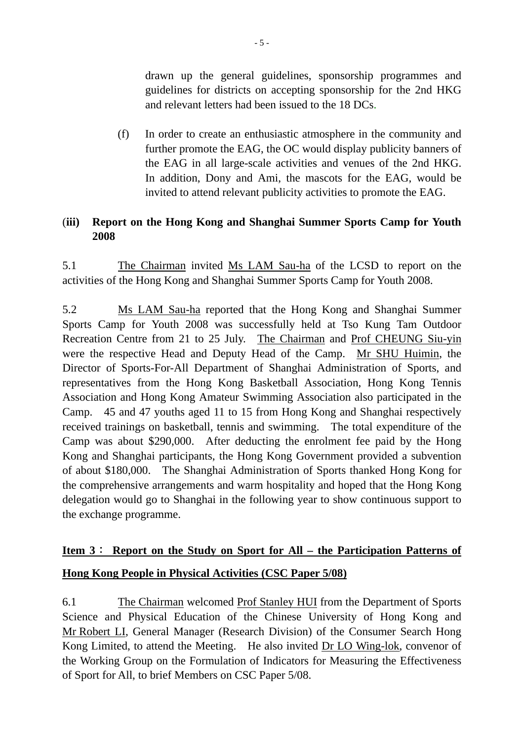drawn up the general guidelines, sponsorship programmes and guidelines for districts on accepting sponsorship for the 2nd HKG and relevant letters had been issued to the 18 DCs.

(f) In order to create an enthusiastic atmosphere in the community and further promote the EAG, the OC would display publicity banners of the EAG in all large-scale activities and venues of the 2nd HKG. In addition, Dony and Ami, the mascots for the EAG, would be invited to attend relevant publicity activities to promote the EAG.

**(iii) Report on the Hong Kong and Shanghai Summer Sports Camp for Youth 2008**

5.1 The Chairman invited Ms LAM Sau-ha of the LCSD to report on the activities of the Hong Kong and Shanghai Summer Sports Camp for Youth 2008.

5.2 Ms LAM Sau-ha reported that the Hong Kong and Shanghai Summer Sports Camp for Youth 2008 was successfully held at Tso Kung Tam Outdoor Recreation Centre from 21 to 25 July. The Chairman and Prof CHEUNG Siu-yin were the respective Head and Deputy Head of the Camp. Mr SHU Huimin, the Director of Sports-For-All Department of Shanghai Administration of Sports, and representatives from the Hong Kong Basketball Association, Hong Kong Tennis Association and Hong Kong Amateur Swimming Association also participated in the Camp. 45 and 47 youths aged 11 to 15 from Hong Kong and Shanghai respectively received trainings on basketball, tennis and swimming. The total expenditure of the Camp was about $290,000. After deducting the enrolment fee paid by the Hong Kong and Shanghai participants, the Hong Kong Government provided a subvention of about $180,000. The Shanghai Administration of Sports thanked Hong Kong for the comprehensive arrangements and warm hospitality and hoped that the Hong Kong delegation would go to Shanghai in the following year to show continuous support to the exchange programme.

**Item 3： Report on the Study on Sport for All – the Participation Patterns of Hong Kong People in Physical Activities (CSC Paper 5/08)**

6.1 The Chairman welcomed Prof Stanley HUI from the Department of Sports Science and Physical Education of the Chinese University of Hong Kong and Mr Robert LI, General Manager (Research Division) of the Consumer Search Hong Kong Limited, to attend the Meeting. He also invited Dr LO Wing-lok, convenor of the Working Group on the Formulation of Indicators for Measuring the Effectiveness of Sport for All, to brief Members on CSC Paper 5/08.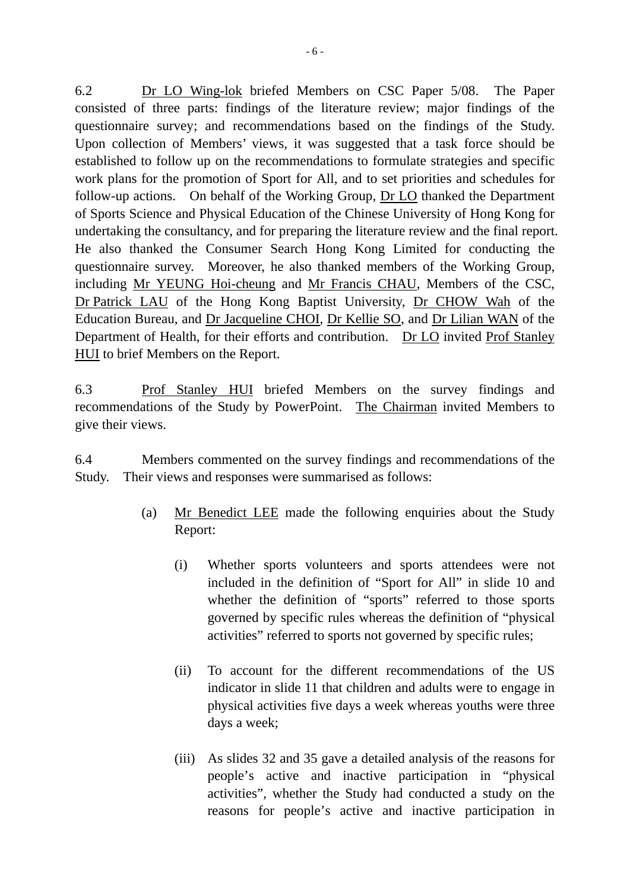6.2 Dr LO Wing-lok briefed Members on CSC Paper 5/08. The Paper consisted of three parts: findings of the literature review; major findings of the questionnaire survey; and recommendations based on the findings of the Study. Upon collection of Members' views, it was suggested that a task force should be established to follow up on the recommendations to formulate strategies and specific work plans for the promotion of Sport for All, and to set priorities and schedules for follow-up actions. On behalf of the Working Group, Dr LO thanked the Department of Sports Science and Physical Education of the Chinese University of Hong Kong for undertaking the consultancy, and for preparing the literature review and the final report. He also thanked the Consumer Search Hong Kong Limited for conducting the questionnaire survey. Moreover, he also thanked members of the Working Group, including Mr YEUNG Hoi-cheung and Mr Francis CHAU, Members of the CSC, Dr Patrick LAU of the Hong Kong Baptist University, Dr CHOW Wah of the Education Bureau, and Dr Jacqueline CHOI, Dr Kellie SO, and Dr Lilian WAN of the Department of Health, for their efforts and contribution. Dr LO invited Prof Stanley HUI to brief Members on the Report.

6.3 Prof Stanley HUI briefed Members on the survey findings and recommendations of the Study by PowerPoint. The Chairman invited Members to give their views.

6.4 Members commented on the survey findings and recommendations of the Study. Their views and responses were summarised as follows:

(a) Mr Benedict LEE made the following enquiries about the Study Report:

   (i) Whether sports volunteers and sports attendees were not included in the definition of "Sport for All" in slide 10 and whether the definition of "sports" referred to those sports governed by specific rules whereas the definition of "physical activities" referred to sports not governed by specific rules;

   (ii) To account for the different recommendations of the US indicator in slide 11 that children and adults were to engage in physical activities five days a week whereas youths were three days a week;

   (iii) As slides 32 and 35 gave a detailed analysis of the reasons for people's active and inactive participation in "physical activities", whether the Study had conducted a study on the reasons for people's active and inactive participation in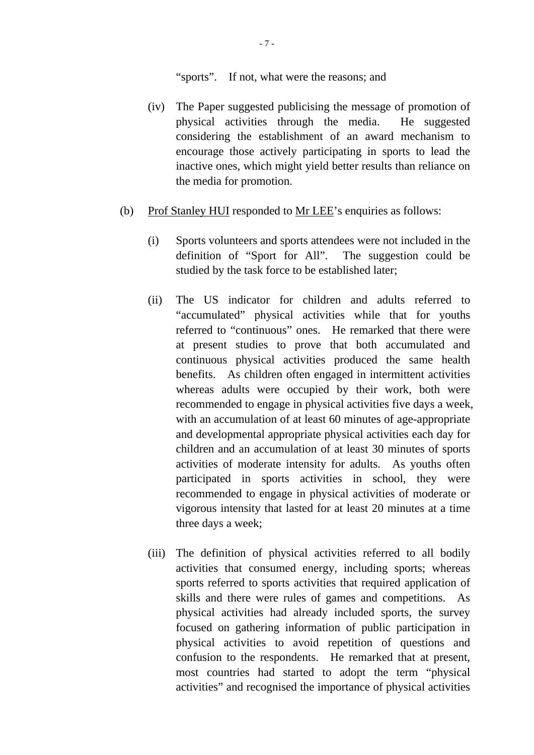"sports". If not, what were the reasons; and

   (iv) The Paper suggested publicising the message of promotion of physical activities through the media. He suggested considering the establishment of an award mechanism to encourage those actively participating in sports to lead the inactive ones, which might yield better results than reliance on the media for promotion.

(b) Prof Stanley HUI responded to Mr LEE's enquiries as follows:

   (i) Sports volunteers and sports attendees were not included in the definition of "Sport for All". The suggestion could be studied by the task force to be established later;

   (ii) The US indicator for children and adults referred to "accumulated" physical activities while that for youths referred to "continuous" ones. He remarked that there were at present studies to prove that both accumulated and continuous physical activities produced the same health benefits. As children often engaged in intermittent activities whereas adults were occupied by their work, both were recommended to engage in physical activities five days a week, with an accumulation of at least 60 minutes of age-appropriate and developmental appropriate physical activities each day for children and an accumulation of at least 30 minutes of sports activities of moderate intensity for adults. As youths often participated in sports activities in school, they were recommended to engage in physical activities of moderate or vigorous intensity that lasted for at least 20 minutes at a time three days a week;

   (iii) The definition of physical activities referred to all bodily activities that consumed energy, including sports; whereas sports referred to sports activities that required application of skills and there were rules of games and competitions. As physical activities had already included sports, the survey focused on gathering information of public participation in physical activities to avoid repetition of questions and confusion to the respondents. He remarked that at present, most countries had started to adopt the term "physical activities" and recognised the importance of physical activities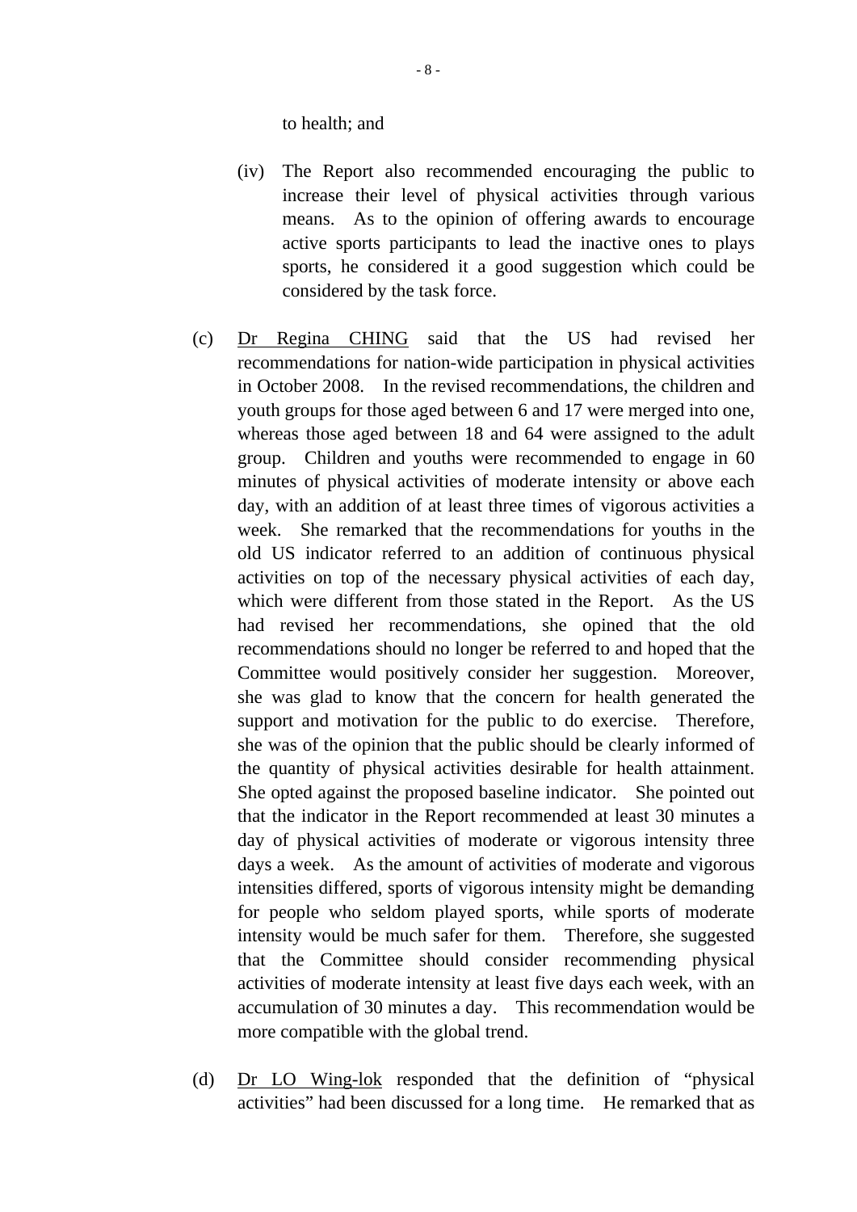to health; and

(iv) The Report also recommended encouraging the public to increase their level of physical activities through various means. As to the opinion of offering awards to encourage active sports participants to lead the inactive ones to plays sports, he considered it a good suggestion which could be considered by the task force.

(c) Dr Regina CHING said that the US had revised her recommendations for nation-wide participation in physical activities in October 2008. In the revised recommendations, the children and youth groups for those aged between 6 and 17 were merged into one, whereas those aged between 18 and 64 were assigned to the adult group. Children and youths were recommended to engage in 60 minutes of physical activities of moderate intensity or above each day, with an addition of at least three times of vigorous activities a week. She remarked that the recommendations for youths in the old US indicator referred to an addition of continuous physical activities on top of the necessary physical activities of each day, which were different from those stated in the Report. As the US had revised her recommendations, she opined that the old recommendations should no longer be referred to and hoped that the Committee would positively consider her suggestion. Moreover, she was glad to know that the concern for health generated the support and motivation for the public to do exercise. Therefore, she was of the opinion that the public should be clearly informed of the quantity of physical activities desirable for health attainment. She opted against the proposed baseline indicator. She pointed out that the indicator in the Report recommended at least 30 minutes a day of physical activities of moderate or vigorous intensity three days a week. As the amount of activities of moderate and vigorous intensities differed, sports of vigorous intensity might be demanding for people who seldom played sports, while sports of moderate intensity would be much safer for them. Therefore, she suggested that the Committee should consider recommending physical activities of moderate intensity at least five days each week, with an accumulation of 30 minutes a day. This recommendation would be more compatible with the global trend.

(d) Dr LO Wing-lok responded that the definition of "physical activities" had been discussed for a long time. He remarked that as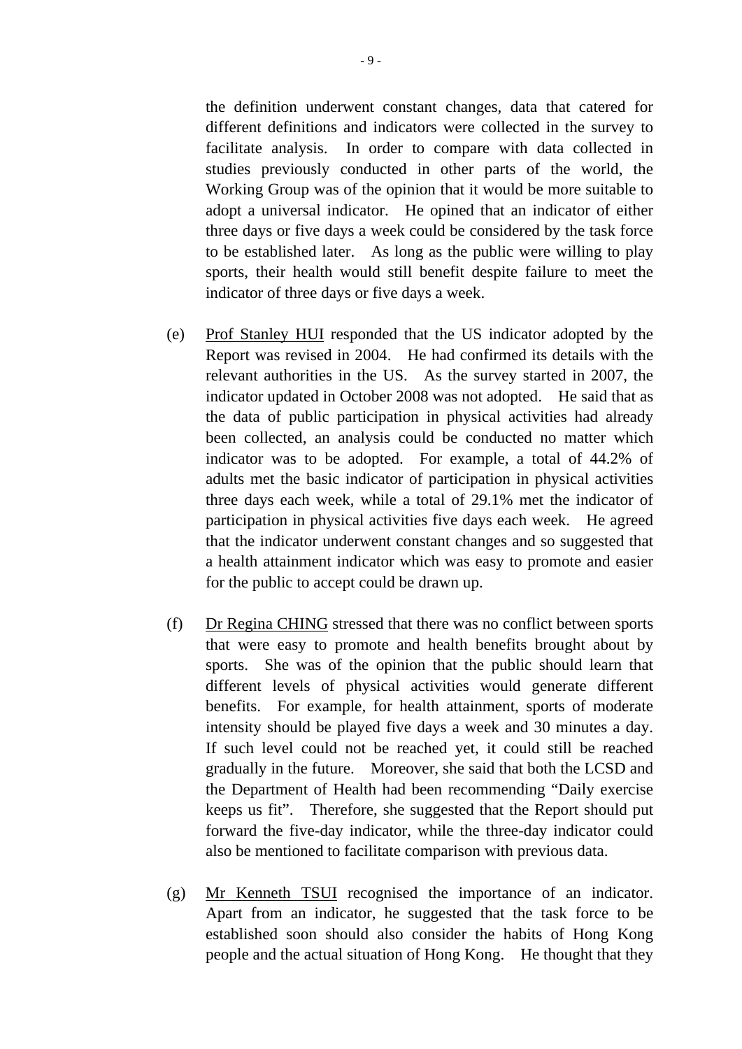the definition underwent constant changes, data that catered for different definitions and indicators were collected in the survey to facilitate analysis. In order to compare with data collected in studies previously conducted in other parts of the world, the Working Group was of the opinion that it would be more suitable to adopt a universal indicator. He opined that an indicator of either three days or five days a week could be considered by the task force to be established later. As long as the public were willing to play sports, their health would still benefit despite failure to meet the indicator of three days or five days a week.

(e) Prof Stanley HUI responded that the US indicator adopted by the Report was revised in 2004. He had confirmed its details with the relevant authorities in the US. As the survey started in 2007, the indicator updated in October 2008 was not adopted. He said that as the data of public participation in physical activities had already been collected, an analysis could be conducted no matter which indicator was to be adopted. For example, a total of 44.2% of adults met the basic indicator of participation in physical activities three days each week, while a total of 29.1% met the indicator of participation in physical activities five days each week. He agreed that the indicator underwent constant changes and so suggested that a health attainment indicator which was easy to promote and easier for the public to accept could be drawn up.

(f) Dr Regina CHING stressed that there was no conflict between sports that were easy to promote and health benefits brought about by sports. She was of the opinion that the public should learn that different levels of physical activities would generate different benefits. For example, for health attainment, sports of moderate intensity should be played five days a week and 30 minutes a day. If such level could not be reached yet, it could still be reached gradually in the future. Moreover, she said that both the LCSD and the Department of Health had been recommending "Daily exercise keeps us fit". Therefore, she suggested that the Report should put forward the five-day indicator, while the three-day indicator could also be mentioned to facilitate comparison with previous data.

(g) Mr Kenneth TSUI recognised the importance of an indicator. Apart from an indicator, he suggested that the task force to be established soon should also consider the habits of Hong Kong people and the actual situation of Hong Kong. He thought that they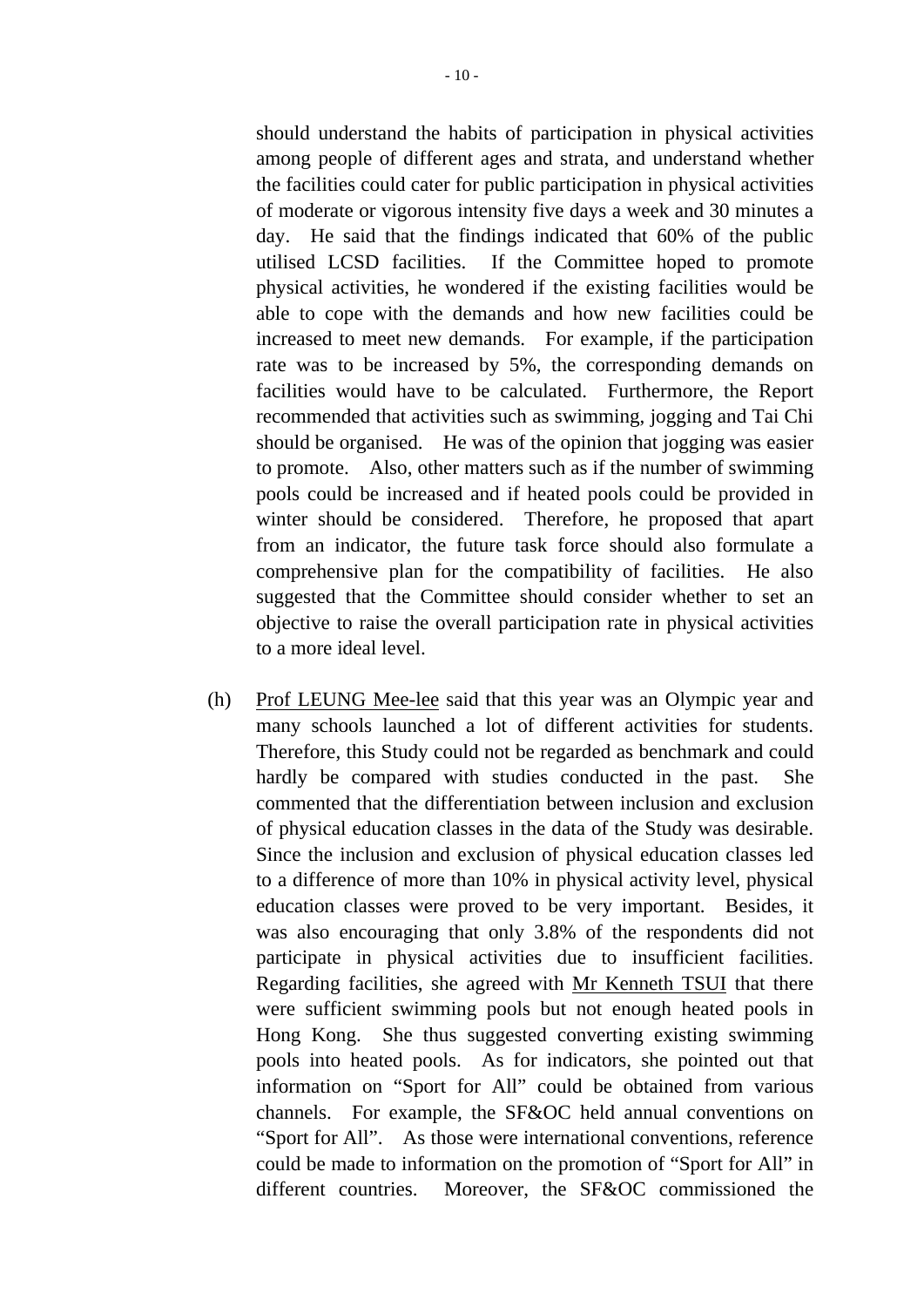should understand the habits of participation in physical activities among people of different ages and strata, and understand whether the facilities could cater for public participation in physical activities of moderate or vigorous intensity five days a week and 30 minutes a day. He said that the findings indicated that 60% of the public utilised LCSD facilities. If the Committee hoped to promote physical activities, he wondered if the existing facilities would be able to cope with the demands and how new facilities could be increased to meet new demands. For example, if the participation rate was to be increased by 5%, the corresponding demands on facilities would have to be calculated. Furthermore, the Report recommended that activities such as swimming, jogging and Tai Chi should be organised. He was of the opinion that jogging was easier to promote. Also, other matters such as if the number of swimming pools could be increased and if heated pools could be provided in winter should be considered. Therefore, he proposed that apart from an indicator, the future task force should also formulate a comprehensive plan for the compatibility of facilities. He also suggested that the Committee should consider whether to set an objective to raise the overall participation rate in physical activities to a more ideal level.

(h) Prof LEUNG Mee-lee said that this year was an Olympic year and many schools launched a lot of different activities for students. Therefore, this Study could not be regarded as benchmark and could hardly be compared with studies conducted in the past. She commented that the differentiation between inclusion and exclusion of physical education classes in the data of the Study was desirable. Since the inclusion and exclusion of physical education classes led to a difference of more than 10% in physical activity level, physical education classes were proved to be very important. Besides, it was also encouraging that only 3.8% of the respondents did not participate in physical activities due to insufficient facilities. Regarding facilities, she agreed with Mr Kenneth TSUI that there were sufficient swimming pools but not enough heated pools in Hong Kong. She thus suggested converting existing swimming pools into heated pools. As for indicators, she pointed out that information on "Sport for All" could be obtained from various channels. For example, the SF&OC held annual conventions on "Sport for All". As those were international conventions, reference could be made to information on the promotion of "Sport for All" in different countries. Moreover, the SF&OC commissioned the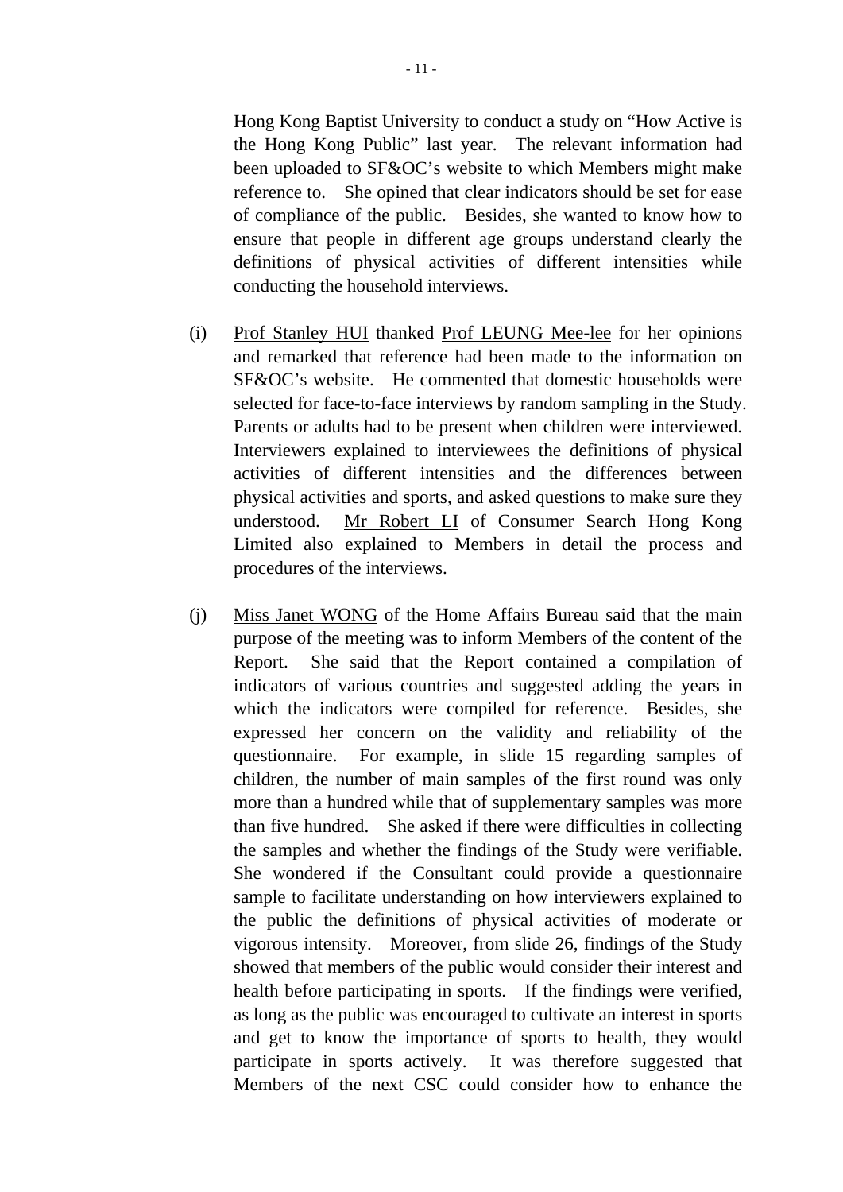Hong Kong Baptist University to conduct a study on "How Active is the Hong Kong Public" last year. The relevant information had been uploaded to SF&OC's website to which Members might make reference to. She opined that clear indicators should be set for ease of compliance of the public. Besides, she wanted to know how to ensure that people in different age groups understand clearly the definitions of physical activities of different intensities while conducting the household interviews.

(i) Prof Stanley HUI thanked Prof LEUNG Mee-lee for her opinions and remarked that reference had been made to the information on SF&OC's website. He commented that domestic households were selected for face-to-face interviews by random sampling in the Study. Parents or adults had to be present when children were interviewed. Interviewers explained to interviewees the definitions of physical activities of different intensities and the differences between physical activities and sports, and asked questions to make sure they understood. Mr Robert LI of Consumer Search Hong Kong Limited also explained to Members in detail the process and procedures of the interviews.

(j) Miss Janet WONG of the Home Affairs Bureau said that the main purpose of the meeting was to inform Members of the content of the Report. She said that the Report contained a compilation of indicators of various countries and suggested adding the years in which the indicators were compiled for reference. Besides, she expressed her concern on the validity and reliability of the questionnaire. For example, in slide 15 regarding samples of children, the number of main samples of the first round was only more than a hundred while that of supplementary samples was more than five hundred. She asked if there were difficulties in collecting the samples and whether the findings of the Study were verifiable. She wondered if the Consultant could provide a questionnaire sample to facilitate understanding on how interviewers explained to the public the definitions of physical activities of moderate or vigorous intensity. Moreover, from slide 26, findings of the Study showed that members of the public would consider their interest and health before participating in sports. If the findings were verified, as long as the public was encouraged to cultivate an interest in sports and get to know the importance of sports to health, they would participate in sports actively. It was therefore suggested that Members of the next CSC could consider how to enhance the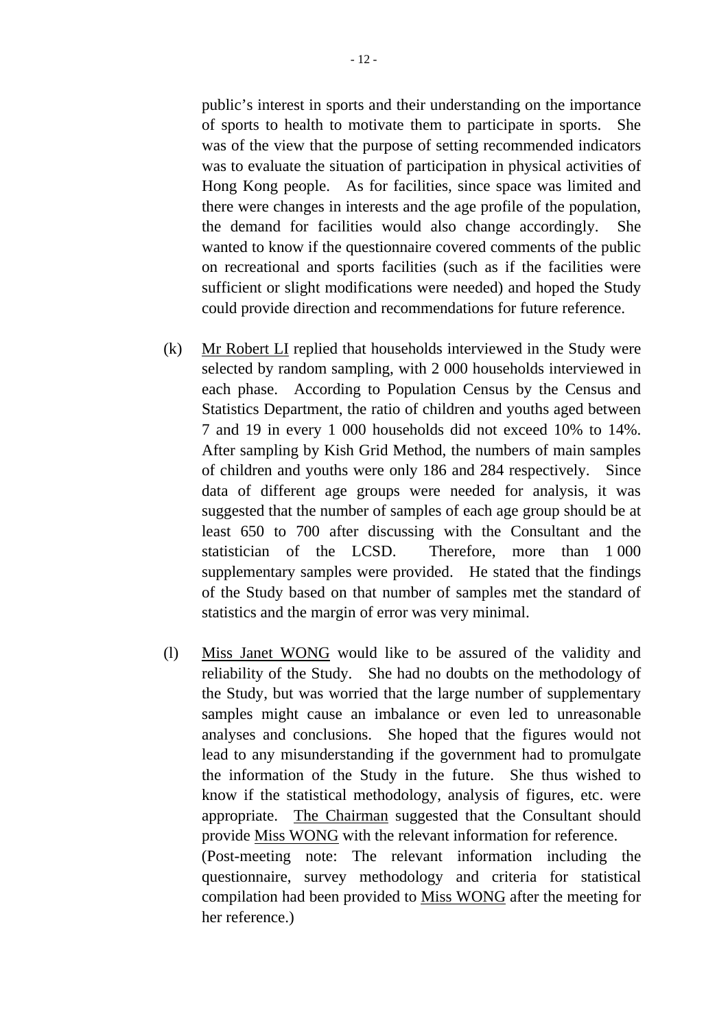public's interest in sports and their understanding on the importance of sports to health to motivate them to participate in sports. She was of the view that the purpose of setting recommended indicators was to evaluate the situation of participation in physical activities of Hong Kong people. As for facilities, since space was limited and there were changes in interests and the age profile of the population, the demand for facilities would also change accordingly. She wanted to know if the questionnaire covered comments of the public on recreational and sports facilities (such as if the facilities were sufficient or slight modifications were needed) and hoped the Study could provide direction and recommendations for future reference.

(k) Mr Robert LI replied that households interviewed in the Study were selected by random sampling, with 2 000 households interviewed in each phase. According to Population Census by the Census and Statistics Department, the ratio of children and youths aged between 7 and 19 in every 1 000 households did not exceed 10% to 14%. After sampling by Kish Grid Method, the numbers of main samples of children and youths were only 186 and 284 respectively. Since data of different age groups were needed for analysis, it was suggested that the number of samples of each age group should be at least 650 to 700 after discussing with the Consultant and the statistician of the LCSD. Therefore, more than 1 000 supplementary samples were provided. He stated that the findings of the Study based on that number of samples met the standard of statistics and the margin of error was very minimal.

(l) Miss Janet WONG would like to be assured of the validity and reliability of the Study. She had no doubts on the methodology of the Study, but was worried that the large number of supplementary samples might cause an imbalance or even led to unreasonable analyses and conclusions. She hoped that the figures would not lead to any misunderstanding if the government had to promulgate the information of the Study in the future. She thus wished to know if the statistical methodology, analysis of figures, etc. were appropriate. The Chairman suggested that the Consultant should provide Miss WONG with the relevant information for reference.
(Post-meeting note: The relevant information including the questionnaire, survey methodology and criteria for statistical compilation had been provided to Miss WONG after the meeting for her reference.)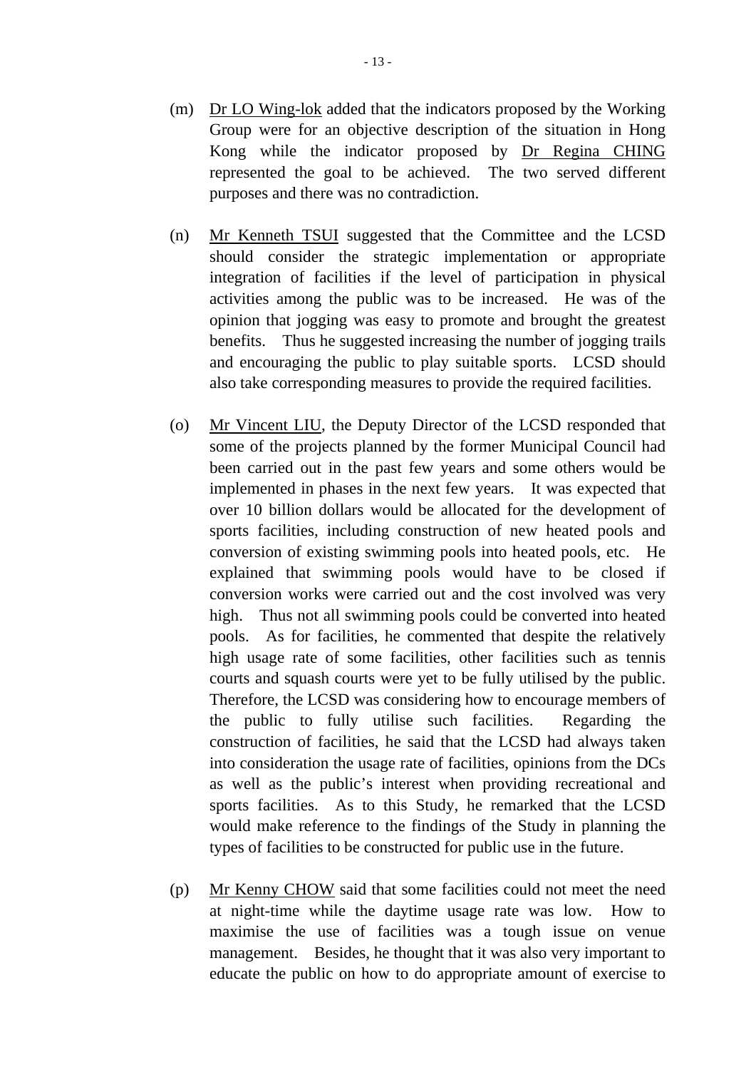(m) Dr LO Wing-lok added that the indicators proposed by the Working Group were for an objective description of the situation in Hong Kong while the indicator proposed by Dr Regina CHING represented the goal to be achieved. The two served different purposes and there was no contradiction.

(n) Mr Kenneth TSUI suggested that the Committee and the LCSD should consider the strategic implementation or appropriate integration of facilities if the level of participation in physical activities among the public was to be increased. He was of the opinion that jogging was easy to promote and brought the greatest benefits. Thus he suggested increasing the number of jogging trails and encouraging the public to play suitable sports. LCSD should also take corresponding measures to provide the required facilities.

(o) Mr Vincent LIU, the Deputy Director of the LCSD responded that some of the projects planned by the former Municipal Council had been carried out in the past few years and some others would be implemented in phases in the next few years. It was expected that over 10 billion dollars would be allocated for the development of sports facilities, including construction of new heated pools and conversion of existing swimming pools into heated pools, etc. He explained that swimming pools would have to be closed if conversion works were carried out and the cost involved was very high. Thus not all swimming pools could be converted into heated pools. As for facilities, he commented that despite the relatively high usage rate of some facilities, other facilities such as tennis courts and squash courts were yet to be fully utilised by the public. Therefore, the LCSD was considering how to encourage members of the public to fully utilise such facilities. Regarding the construction of facilities, he said that the LCSD had always taken into consideration the usage rate of facilities, opinions from the DCs as well as the public's interest when providing recreational and sports facilities. As to this Study, he remarked that the LCSD would make reference to the findings of the Study in planning the types of facilities to be constructed for public use in the future.

(p) Mr Kenny CHOW said that some facilities could not meet the need at night-time while the daytime usage rate was low. How to maximise the use of facilities was a tough issue on venue management. Besides, he thought that it was also very important to educate the public on how to do appropriate amount of exercise to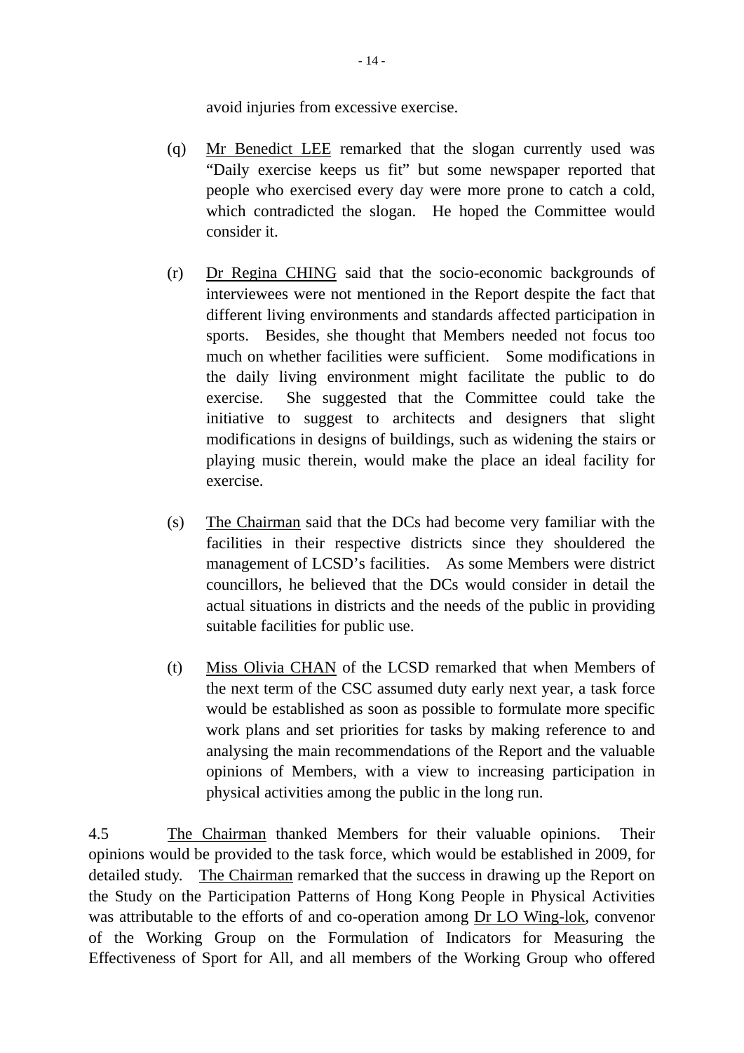avoid injuries from excessive exercise.

(q) Mr Benedict LEE remarked that the slogan currently used was "Daily exercise keeps us fit" but some newspaper reported that people who exercised every day were more prone to catch a cold, which contradicted the slogan. He hoped the Committee would consider it.

(r) Dr Regina CHING said that the socio-economic backgrounds of interviewees were not mentioned in the Report despite the fact that different living environments and standards affected participation in sports. Besides, she thought that Members needed not focus too much on whether facilities were sufficient. Some modifications in the daily living environment might facilitate the public to do exercise. She suggested that the Committee could take the initiative to suggest to architects and designers that slight modifications in designs of buildings, such as widening the stairs or playing music therein, would make the place an ideal facility for exercise.

(s) The Chairman said that the DCs had become very familiar with the facilities in their respective districts since they shouldered the management of LCSD's facilities. As some Members were district councillors, he believed that the DCs would consider in detail the actual situations in districts and the needs of the public in providing suitable facilities for public use.

(t) Miss Olivia CHAN of the LCSD remarked that when Members of the next term of the CSC assumed duty early next year, a task force would be established as soon as possible to formulate more specific work plans and set priorities for tasks by making reference to and analysing the main recommendations of the Report and the valuable opinions of Members, with a view to increasing participation in physical activities among the public in the long run.

4.5 The Chairman thanked Members for their valuable opinions. Their opinions would be provided to the task force, which would be established in 2009, for detailed study. The Chairman remarked that the success in drawing up the Report on the Study on the Participation Patterns of Hong Kong People in Physical Activities was attributable to the efforts of and co-operation among Dr LO Wing-lok, convenor of the Working Group on the Formulation of Indicators for Measuring the Effectiveness of Sport for All, and all members of the Working Group who offered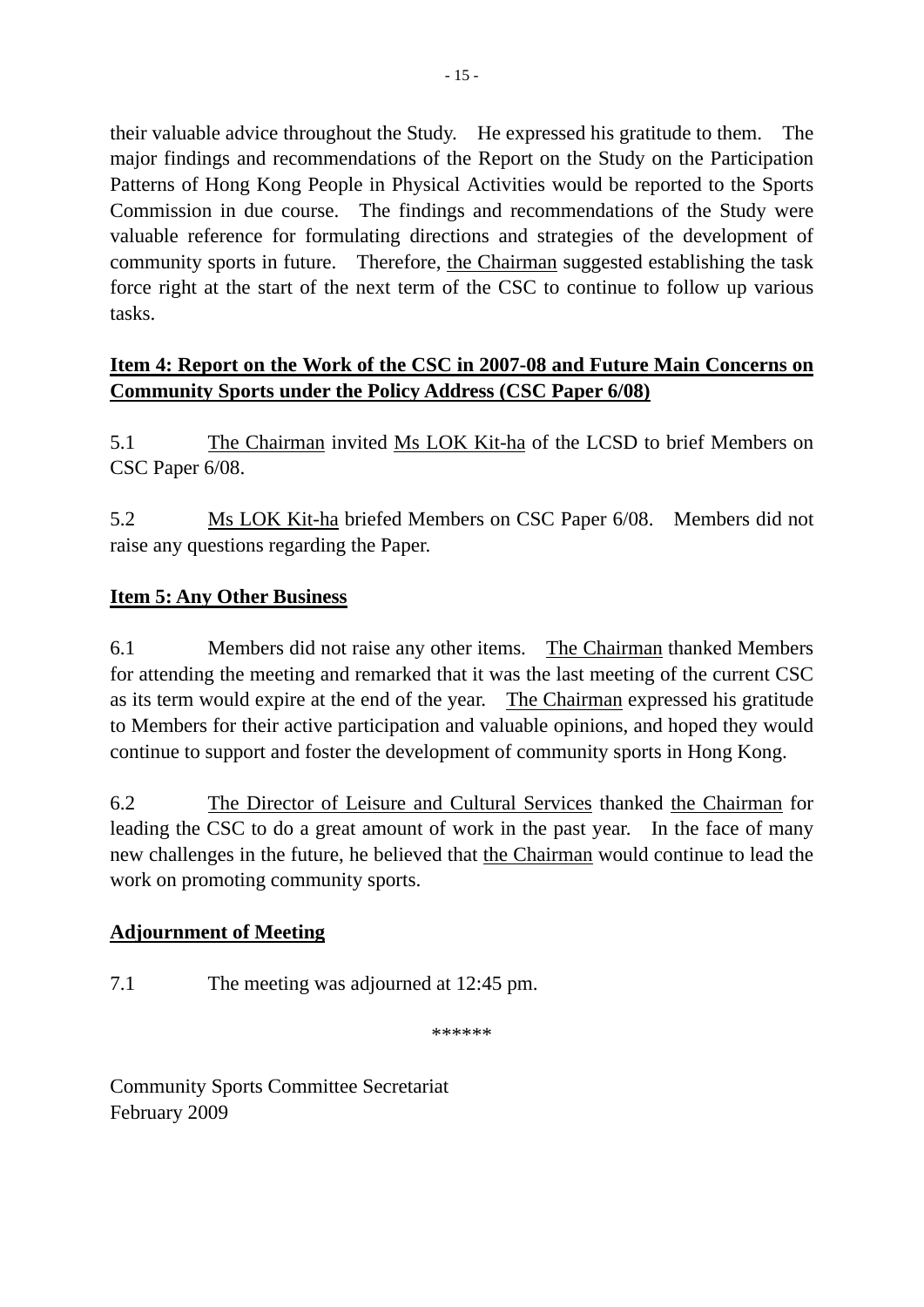their valuable advice throughout the Study. He expressed his gratitude to them. The major findings and recommendations of the Report on the Study on the Participation Patterns of Hong Kong People in Physical Activities would be reported to the Sports Commission in due course. The findings and recommendations of the Study were valuable reference for formulating directions and strategies of the development of community sports in future. Therefore, the Chairman suggested establishing the task force right at the start of the next term of the CSC to continue to follow up various tasks.

**Item 4: Report on the Work of the CSC in 2007-08 and Future Main Concerns on Community Sports under the Policy Address (CSC Paper 6/08)**

5.1 The Chairman invited Ms LOK Kit-ha of the LCSD to brief Members on CSC Paper 6/08.

5.2 Ms LOK Kit-ha briefed Members on CSC Paper 6/08. Members did not raise any questions regarding the Paper.

**Item 5: Any Other Business**

6.1 Members did not raise any other items. The Chairman thanked Members for attending the meeting and remarked that it was the last meeting of the current CSC as its term would expire at the end of the year. The Chairman expressed his gratitude to Members for their active participation and valuable opinions, and hoped they would continue to support and foster the development of community sports in Hong Kong.

6.2 The Director of Leisure and Cultural Services thanked the Chairman for leading the CSC to do a great amount of work in the past year. In the face of many new challenges in the future, he believed that the Chairman would continue to lead the work on promoting community sports.

**Adjournment of Meeting**

7.1 The meeting was adjourned at 12:45 pm.

******

Community Sports Committee Secretariat
February 2009